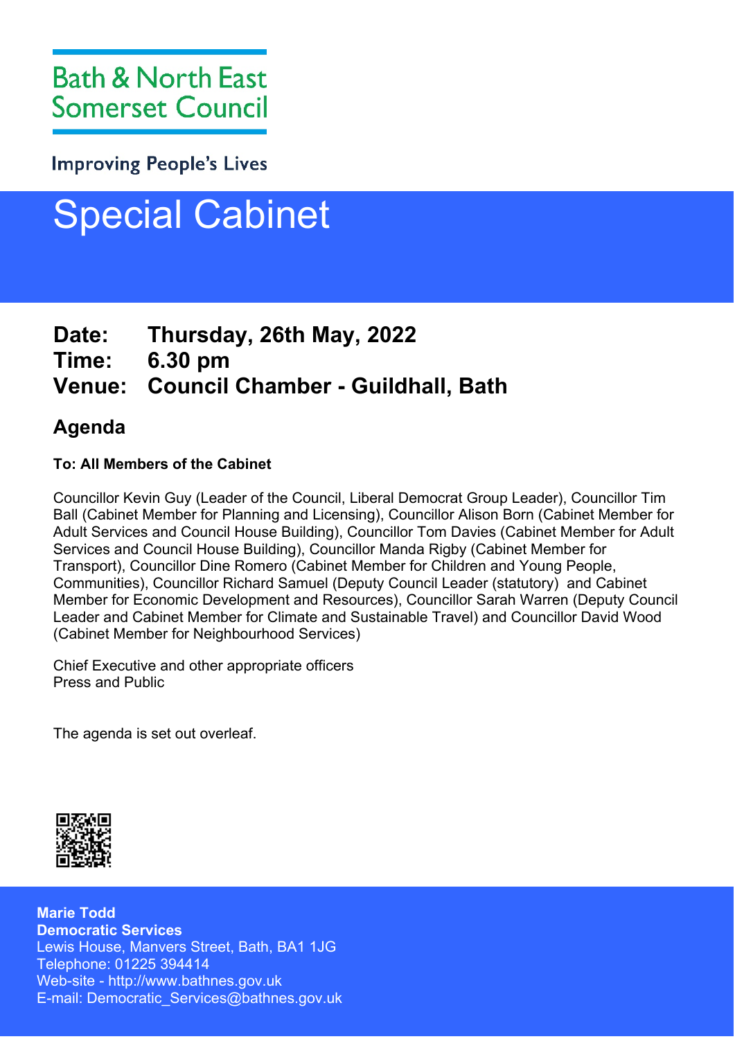Bath & North East Somerset Council

Improving People's Lives

# Special Cabinet

**Date: Thursday, 26th May, 2022**
**Time: 6.30 pm**
**Venue: Council Chamber - Guildhall, Bath**

## Agenda

**To: All Members of the Cabinet**

Councillor Kevin Guy (Leader of the Council, Liberal Democrat Group Leader), Councillor Tim Ball (Cabinet Member for Planning and Licensing), Councillor Alison Born (Cabinet Member for Adult Services and Council House Building), Councillor Tom Davies (Cabinet Member for Adult Services and Council House Building), Councillor Manda Rigby (Cabinet Member for Transport), Councillor Dine Romero (Cabinet Member for Children and Young People, Communities), Councillor Richard Samuel (Deputy Council Leader (statutory) and Cabinet Member for Economic Development and Resources), Councillor Sarah Warren (Deputy Council Leader and Cabinet Member for Climate and Sustainable Travel) and Councillor David Wood (Cabinet Member for Neighbourhood Services)

Chief Executive and other appropriate officers
Press and Public

The agenda is set out overleaf.

**Marie Todd**
**Democratic Services**
Lewis House, Manvers Street, Bath, BA1 1JG
Telephone: 01225 394414
Web-site - http://www.bathnes.gov.uk
E-mail: Democratic_Services@bathnes.gov.uk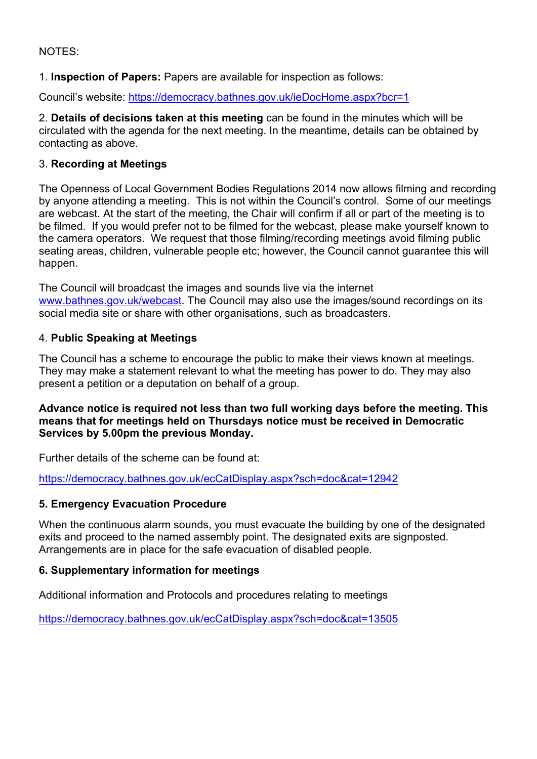NOTES:

1. **Inspection of Papers:** Papers are available for inspection as follows:

Council's website: https://democracy.bathnes.gov.uk/ieDocHome.aspx?bcr=1

2. **Details of decisions taken at this meeting** can be found in the minutes which will be circulated with the agenda for the next meeting. In the meantime, details can be obtained by contacting as above.

3. **Recording at Meetings**

The Openness of Local Government Bodies Regulations 2014 now allows filming and recording by anyone attending a meeting. This is not within the Council's control. Some of our meetings are webcast. At the start of the meeting, the Chair will confirm if all or part of the meeting is to be filmed. If you would prefer not to be filmed for the webcast, please make yourself known to the camera operators. We request that those filming/recording meetings avoid filming public seating areas, children, vulnerable people etc; however, the Council cannot guarantee this will happen.

The Council will broadcast the images and sounds live via the internet www.bathnes.gov.uk/webcast. The Council may also use the images/sound recordings on its social media site or share with other organisations, such as broadcasters.

4. **Public Speaking at Meetings**

The Council has a scheme to encourage the public to make their views known at meetings. They may make a statement relevant to what the meeting has power to do. They may also present a petition or a deputation on behalf of a group.

**Advance notice is required not less than two full working days before the meeting. This means that for meetings held on Thursdays notice must be received in Democratic Services by 5.00pm the previous Monday.**

Further details of the scheme can be found at:

https://democracy.bathnes.gov.uk/ecCatDisplay.aspx?sch=doc&cat=12942

**5. Emergency Evacuation Procedure**

When the continuous alarm sounds, you must evacuate the building by one of the designated exits and proceed to the named assembly point. The designated exits are signposted. Arrangements are in place for the safe evacuation of disabled people.

**6. Supplementary information for meetings**

Additional information and Protocols and procedures relating to meetings

https://democracy.bathnes.gov.uk/ecCatDisplay.aspx?sch=doc&cat=13505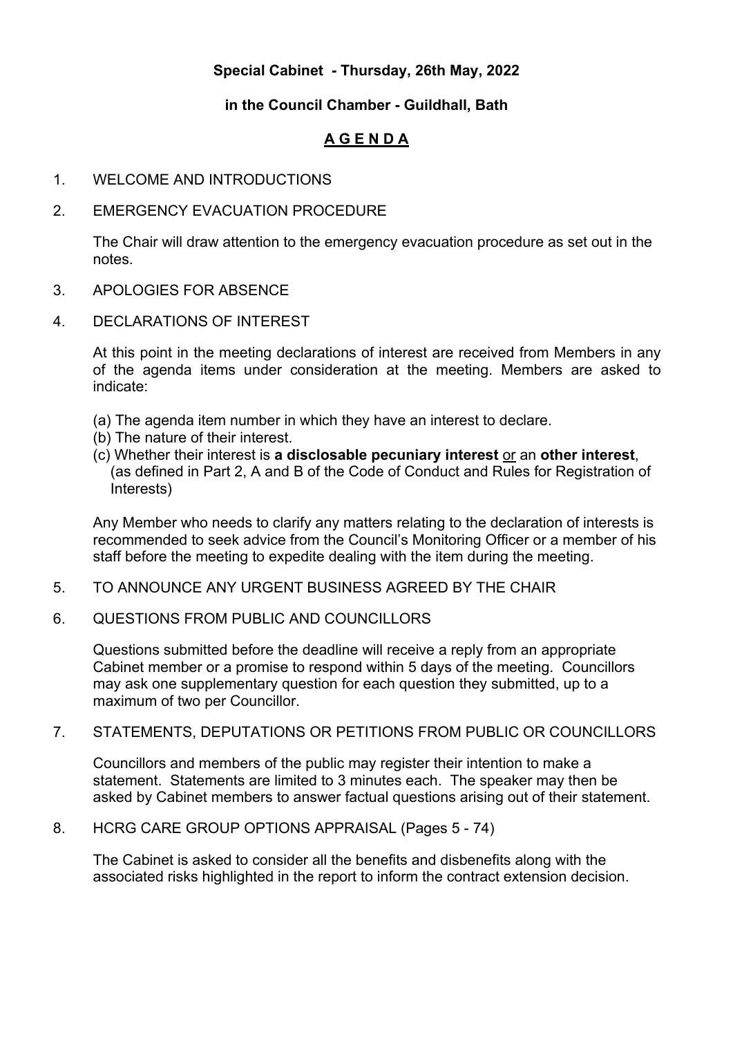**Special Cabinet - Thursday, 26th May, 2022**

**in the Council Chamber - Guildhall, Bath**

## A G E N D A

1. WELCOME AND INTRODUCTIONS

2. EMERGENCY EVACUATION PROCEDURE

   The Chair will draw attention to the emergency evacuation procedure as set out in the notes.

3. APOLOGIES FOR ABSENCE

4. DECLARATIONS OF INTEREST

   At this point in the meeting declarations of interest are received from Members in any of the agenda items under consideration at the meeting. Members are asked to indicate:

   (a) The agenda item number in which they have an interest to declare.
   (b) The nature of their interest.
   (c) Whether their interest is **a disclosable pecuniary interest** or an **other interest**, (as defined in Part 2, A and B of the Code of Conduct and Rules for Registration of Interests)

   Any Member who needs to clarify any matters relating to the declaration of interests is recommended to seek advice from the Council's Monitoring Officer or a member of his staff before the meeting to expedite dealing with the item during the meeting.

5. TO ANNOUNCE ANY URGENT BUSINESS AGREED BY THE CHAIR

6. QUESTIONS FROM PUBLIC AND COUNCILLORS

   Questions submitted before the deadline will receive a reply from an appropriate Cabinet member or a promise to respond within 5 days of the meeting. Councillors may ask one supplementary question for each question they submitted, up to a maximum of two per Councillor.

7. STATEMENTS, DEPUTATIONS OR PETITIONS FROM PUBLIC OR COUNCILLORS

   Councillors and members of the public may register their intention to make a statement. Statements are limited to 3 minutes each. The speaker may then be asked by Cabinet members to answer factual questions arising out of their statement.

8. HCRG CARE GROUP OPTIONS APPRAISAL (Pages 5 - 74)

   The Cabinet is asked to consider all the benefits and disbenefits along with the associated risks highlighted in the report to inform the contract extension decision.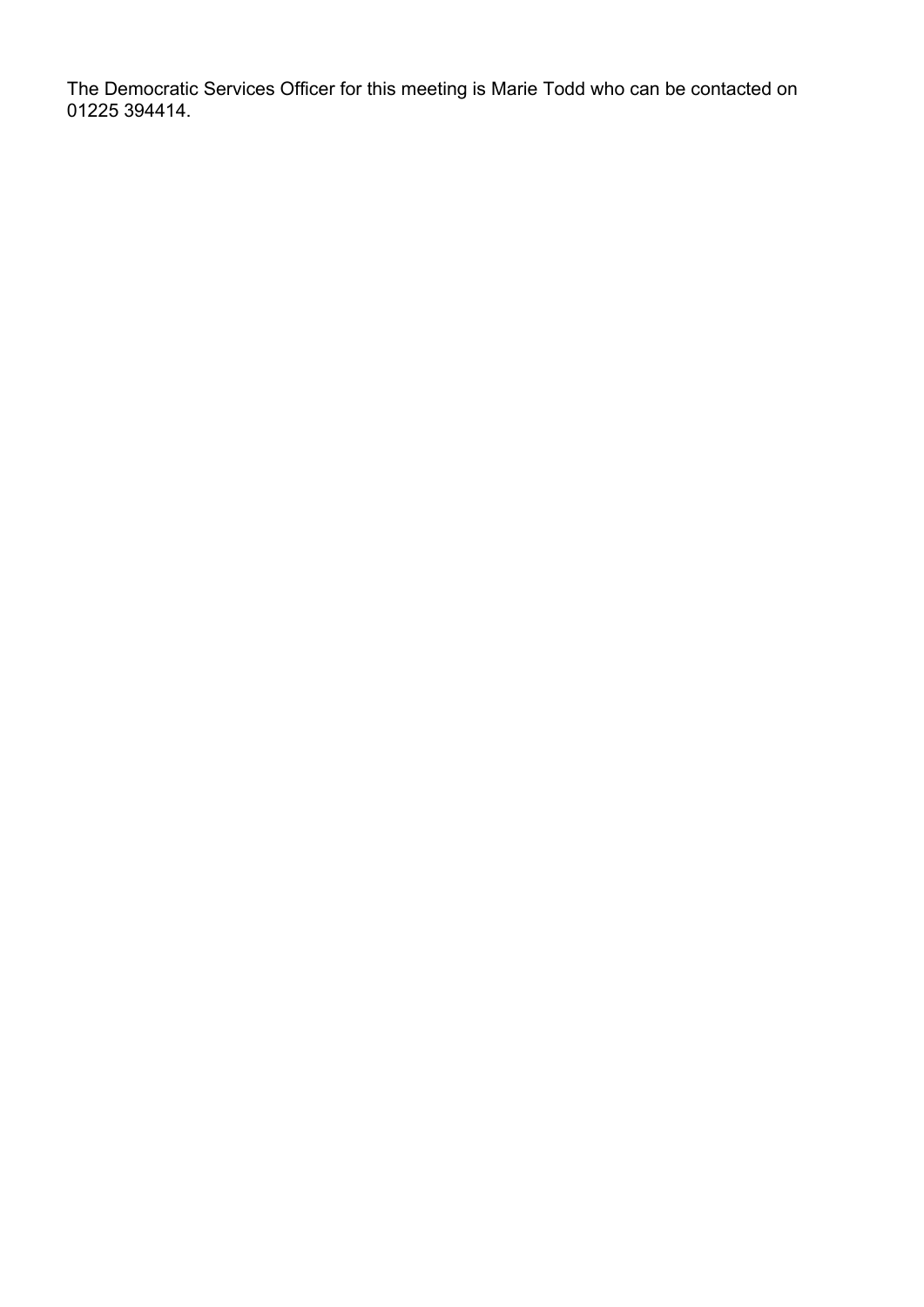The Democratic Services Officer for this meeting is Marie Todd who can be contacted on 01225 394414.